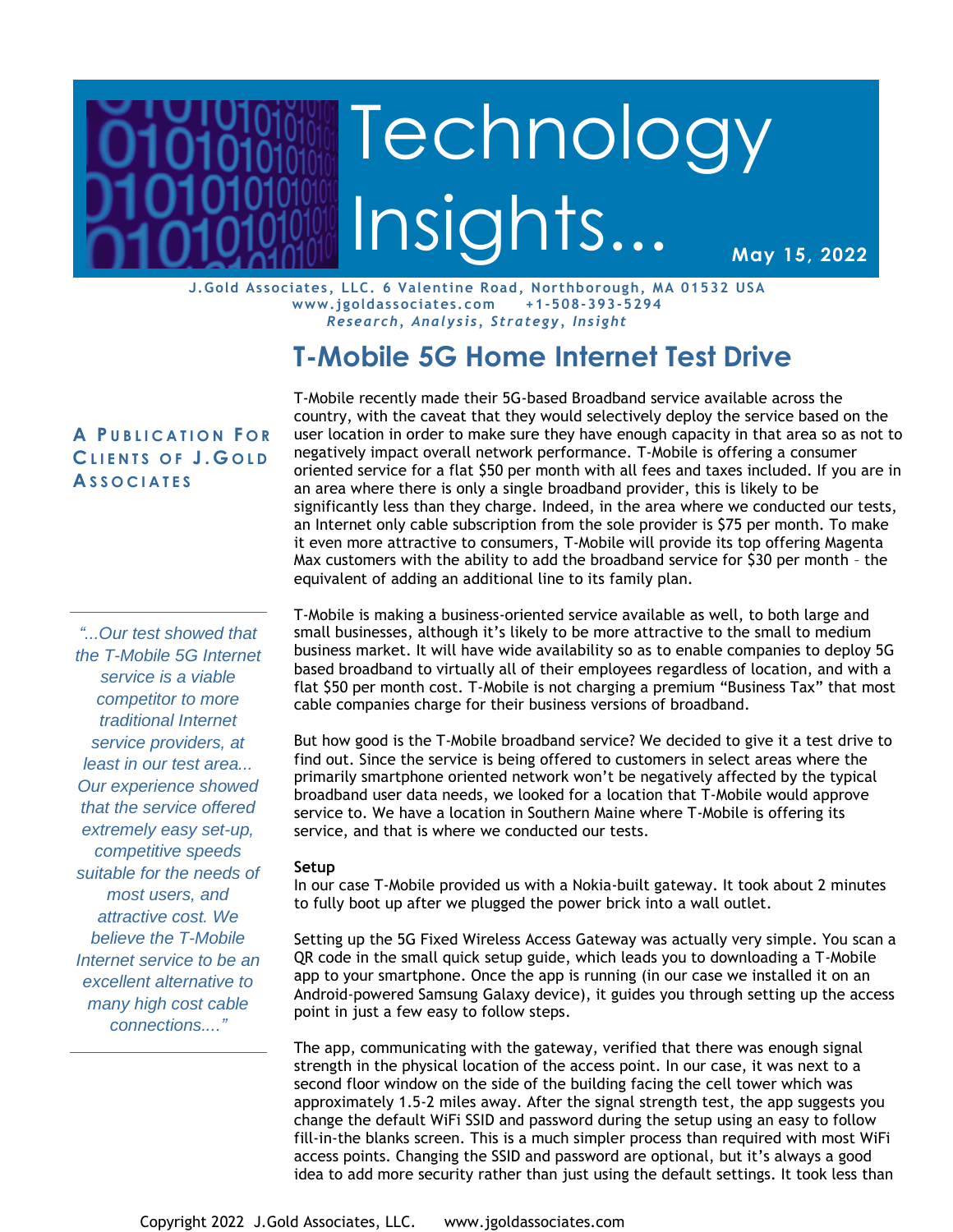# Technology Insights...

**May 15, 2022**

J.Gold Associates, LLC. 6 Valentine Road, Northborough, MA 01532 USA
www.jgoldassociates.com +1-508-393-5294
*Research, Analysis, Strategy, Insight*

## T-Mobile 5G Home Internet Test Drive

**A Publication For Clients of J.Gold Associates**

*"...Our test showed that the T-Mobile 5G Internet service is a viable competitor to more traditional Internet service providers, at least in our test area... Our experience showed that the service offered extremely easy set-up, competitive speeds suitable for the needs of most users, and attractive cost. We believe the T-Mobile Internet service to be an excellent alternative to many high cost cable connections...."*

T-Mobile recently made their 5G-based Broadband service available across the country, with the caveat that they would selectively deploy the service based on the user location in order to make sure they have enough capacity in that area so as not to negatively impact overall network performance. T-Mobile is offering a consumer oriented service for a flat $50 per month with all fees and taxes included. If you are in an area where there is only a single broadband provider, this is likely to be significantly less than they charge. Indeed, in the area where we conducted our tests, an Internet only cable subscription from the sole provider is $75 per month. To make it even more attractive to consumers, T-Mobile will provide its top offering Magenta Max customers with the ability to add the broadband service for $30 per month – the equivalent of adding an additional line to its family plan.

T-Mobile is making a business-oriented service available as well, to both large and small businesses, although it's likely to be more attractive to the small to medium business market. It will have wide availability so as to enable companies to deploy 5G based broadband to virtually all of their employees regardless of location, and with a flat $50 per month cost. T-Mobile is not charging a premium "Business Tax" that most cable companies charge for their business versions of broadband.

But how good is the T-Mobile broadband service? We decided to give it a test drive to find out. Since the service is being offered to customers in select areas where the primarily smartphone oriented network won't be negatively affected by the typical broadband user data needs, we looked for a location that T-Mobile would approve service to. We have a location in Southern Maine where T-Mobile is offering its service, and that is where we conducted our tests.

**Setup**

In our case T-Mobile provided us with a Nokia-built gateway. It took about 2 minutes to fully boot up after we plugged the power brick into a wall outlet.

Setting up the 5G Fixed Wireless Access Gateway was actually very simple. You scan a QR code in the small quick setup guide, which leads you to downloading a T-Mobile app to your smartphone. Once the app is running (in our case we installed it on an Android-powered Samsung Galaxy device), it guides you through setting up the access point in just a few easy to follow steps.

The app, communicating with the gateway, verified that there was enough signal strength in the physical location of the access point. In our case, it was next to a second floor window on the side of the building facing the cell tower which was approximately 1.5-2 miles away. After the signal strength test, the app suggests you change the default WiFi SSID and password during the setup using an easy to follow fill-in-the blanks screen. This is a much simpler process than required with most WiFi access points. Changing the SSID and password are optional, but it's always a good idea to add more security rather than just using the default settings. It took less than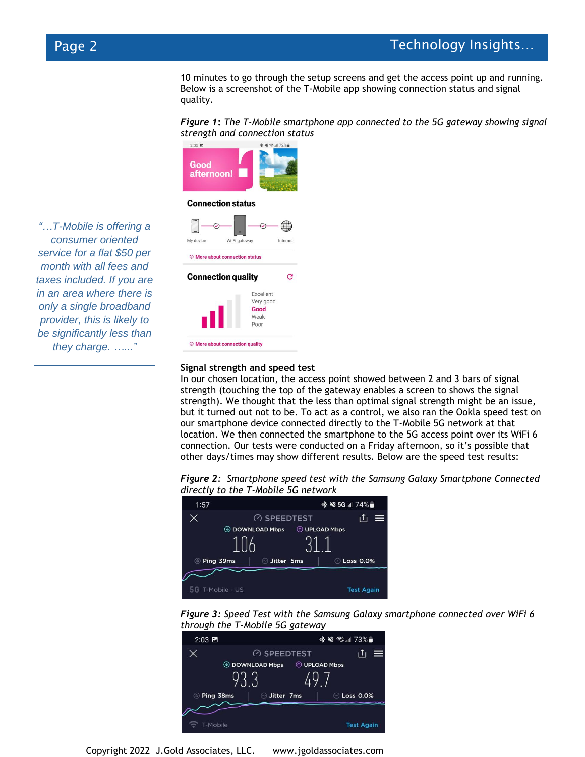10 minutes to go through the setup screens and get the access point up and running. Below is a screenshot of the T-Mobile app showing connection status and signal quality.

***Figure 1**: The T-Mobile smartphone app connected to the 5G gateway showing signal strength and connection status*

> *"…T-Mobile is offering a consumer oriented service for a flat $50 per month with all fees and taxes included. If you are in an area where there is only a single broadband provider, this is likely to be significantly less than they charge. ….."*

**Signal strength and speed test**

In our chosen location, the access point showed between 2 and 3 bars of signal strength (touching the top of the gateway enables a screen to shows the signal strength). We thought that the less than optimal signal strength might be an issue, but it turned out not to be. To act as a control, we also ran the Ookla speed test on our smartphone device connected directly to the T-Mobile 5G network at that location. We then connected the smartphone to the 5G access point over its WiFi 6 connection. Our tests were conducted on a Friday afternoon, so it's possible that other days/times may show different results. Below are the speed test results:

***Figure 2**: Smartphone speed test with the Samsung Galaxy Smartphone Connected directly to the T-Mobile 5G network*

***Figure 3**: Speed Test with the Samsung Galaxy smartphone connected over WiFi 6 through the T-Mobile 5G gateway*

Copyright 2022 J.Gold Associates, LLC. www.jgoldassociates.com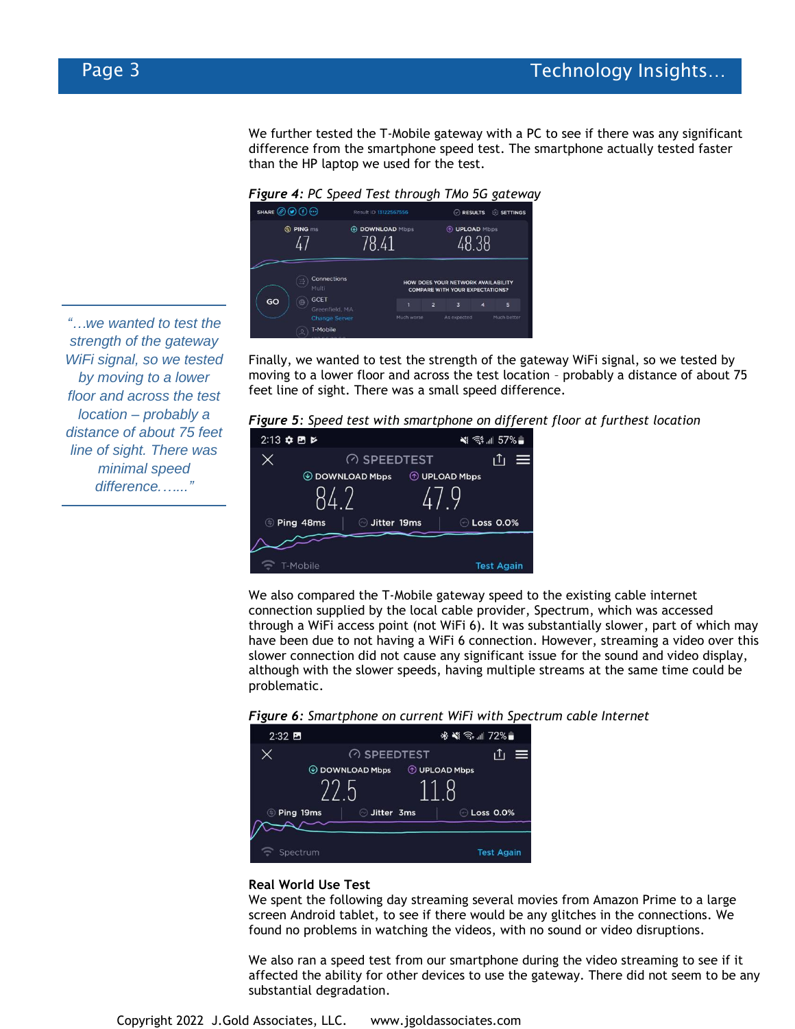We further tested the T-Mobile gateway with a PC to see if there was any significant difference from the smartphone speed test. The smartphone actually tested faster than the HP laptop we used for the test.

***Figure 4****: PC Speed Test through TMo 5G gateway*

Finally, we wanted to test the strength of the gateway WiFi signal, so we tested by moving to a lower floor and across the test location – probably a distance of about 75 feet line of sight. There was a small speed difference.

> *"…we wanted to test the strength of the gateway WiFi signal, so we tested by moving to a lower floor and across the test location – probably a distance of about 75 feet line of sight. There was minimal speed difference….…"*

***Figure 5****: Speed test with smartphone on different floor at furthest location*

We also compared the T-Mobile gateway speed to the existing cable internet connection supplied by the local cable provider, Spectrum, which was accessed through a WiFi access point (not WiFi 6). It was substantially slower, part of which may have been due to not having a WiFi 6 connection. However, streaming a video over this slower connection did not cause any significant issue for the sound and video display, although with the slower speeds, having multiple streams at the same time could be problematic.

***Figure 6****: Smartphone on current WiFi with Spectrum cable Internet*

**Real World Use Test**

We spent the following day streaming several movies from Amazon Prime to a large screen Android tablet, to see if there would be any glitches in the connections. We found no problems in watching the videos, with no sound or video disruptions.

We also ran a speed test from our smartphone during the video streaming to see if it affected the ability for other devices to use the gateway. There did not seem to be any substantial degradation.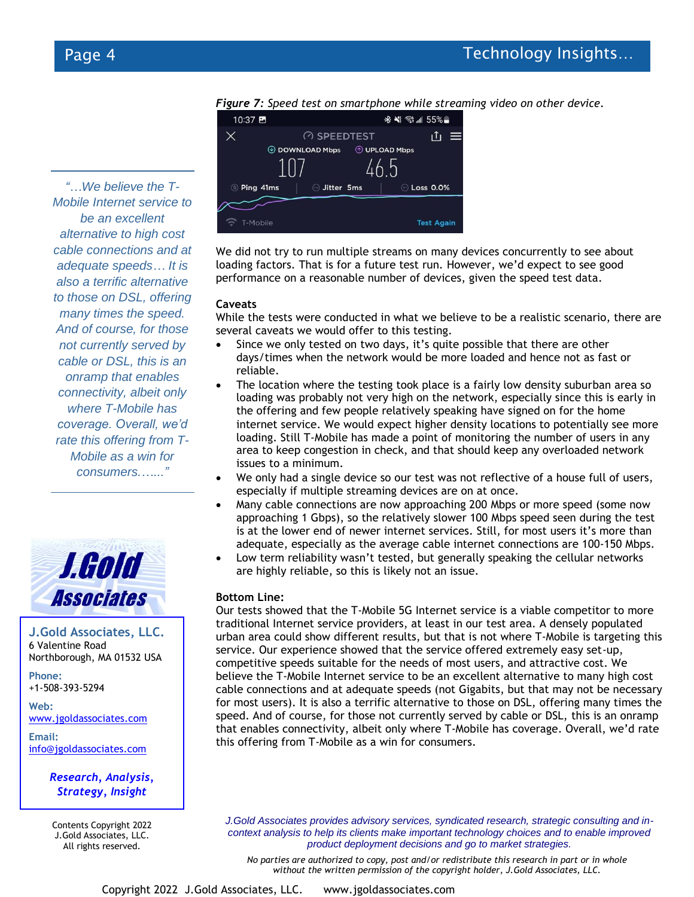***Figure 7:*** *Speed test on smartphone while streaming video on other device.*

SPEEDTEST

DOWNLOAD Mbps 107

UPLOAD Mbps 46.5

Ping 41ms Jitter 5ms Loss 0.0%

T-Mobile

Test Again

We did not try to run multiple streams on many devices concurrently to see about loading factors. That is for a future test run. However, we'd expect to see good performance on a reasonable number of devices, given the speed test data.

*"…We believe the T-Mobile Internet service to be an excellent alternative to high cost cable connections and at adequate speeds… It is also a terrific alternative to those on DSL, offering many times the speed. And of course, for those not currently served by cable or DSL, this is an onramp that enables connectivity, albeit only where T-Mobile has coverage. Overall, we'd rate this offering from T-Mobile as a win for consumers.…..."*

**Caveats**

While the tests were conducted in what we believe to be a realistic scenario, there are several caveats we would offer to this testing.

- Since we only tested on two days, it's quite possible that there are other days/times when the network would be more loaded and hence not as fast or reliable.
- The location where the testing took place is a fairly low density suburban area so loading was probably not very high on the network, especially since this is early in the offering and few people relatively speaking have signed on for the home internet service. We would expect higher density locations to potentially see more loading. Still T-Mobile has made a point of monitoring the number of users in any area to keep congestion in check, and that should keep any overloaded network issues to a minimum.
- We only had a single device so our test was not reflective of a house full of users, especially if multiple streaming devices are on at once.
- Many cable connections are now approaching 200 Mbps or more speed (some now approaching 1 Gbps), so the relatively slower 100 Mbps speed seen during the test is at the lower end of newer internet services. Still, for most users it's more than adequate, especially as the average cable internet connections are 100-150 Mbps.
- Low term reliability wasn't tested, but generally speaking the cellular networks are highly reliable, so this is likely not an issue.

**Bottom Line:**

Our tests showed that the T-Mobile 5G Internet service is a viable competitor to more traditional Internet service providers, at least in our test area. A densely populated urban area could show different results, but that is not where T-Mobile is targeting this service. Our experience showed that the service offered extremely easy set-up, competitive speeds suitable for the needs of most users, and attractive cost. We believe the T-Mobile Internet service to be an excellent alternative to many high cost cable connections and at adequate speeds (not Gigabits, but that may not be necessary for most users). It is also a terrific alternative to those on DSL, offering many times the speed. And of course, for those not currently served by cable or DSL, this is an onramp that enables connectivity, albeit only where T-Mobile has coverage. Overall, we'd rate this offering from T-Mobile as a win for consumers.

**J.Gold Associates, LLC.**
6 Valentine Road
Northborough, MA 01532 USA

**Phone:**
+1-508-393-5294

**Web:**
www.jgoldassociates.com

**Email:**
info@jgoldassociates.com

***Research, Analysis, Strategy, Insight***

Contents Copyright 2022
J.Gold Associates, LLC.
All rights reserved.

*J.Gold Associates provides advisory services, syndicated research, strategic consulting and in-context analysis to help its clients make important technology choices and to enable improved product deployment decisions and go to market strategies.*

*No parties are authorized to copy, post and/or redistribute this research in part or in whole without the written permission of the copyright holder, J.Gold Associates, LLC.*